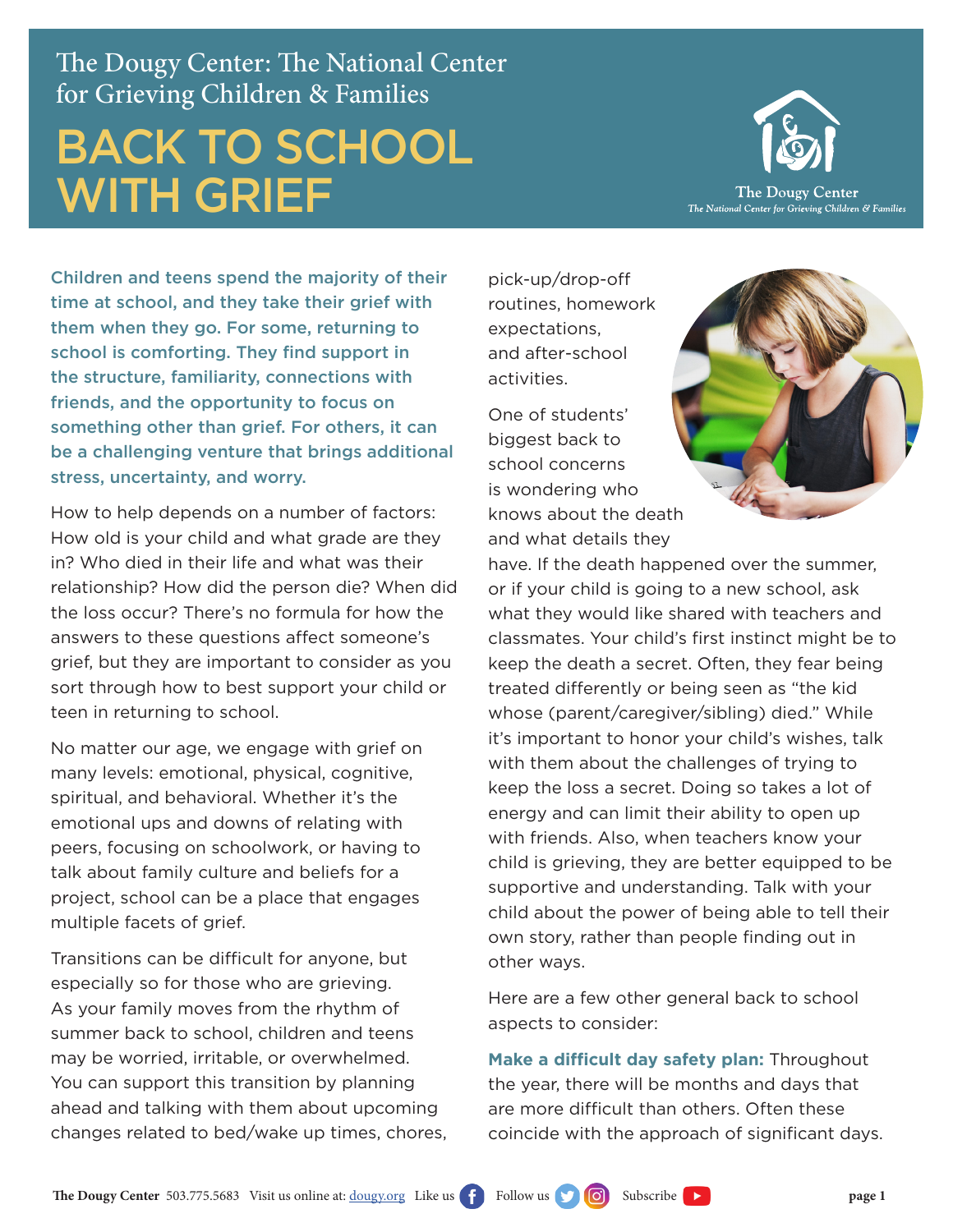The Dougy Center: The National Center for Grieving Children & Families

# BACK TO SCHOOL WITH GRIEF

**Children and teens spend the majority of their time at school, and they take their grief with them when they go. For some, returning to school is comforting. They find support in the structure, familiarity, connections with friends, and the opportunity to focus on something other than grief. For others, it can be a challenging venture that brings additional stress, uncertainty, and worry.**

How to help depends on a number of factors: How old is your child and what grade are they in? Who died in their life and what was their relationship? How did the person die? When did the loss occur? There's no formula for how the answers to these questions affect someone's grief, but they are important to consider as you sort through how to best support your child or teen in returning to school.

No matter our age, we engage with grief on many levels: emotional, physical, cognitive, spiritual, and behavioral. Whether it's the emotional ups and downs of relating with peers, focusing on schoolwork, or having to talk about family culture and beliefs for a project, school can be a place that engages multiple facets of grief.

Transitions can be difficult for anyone, but especially so for those who are grieving. As your family moves from the rhythm of summer back to school, children and teens may be worried, irritable, or overwhelmed. You can support this transition by planning ahead and talking with them about upcoming changes related to bed/wake up times, chores, pick-up/drop-off routines, homework expectations, and after-school activities.

One of students' biggest back to school concerns is wondering who knows about the death and what details they have. If the death happened over the summer, or if your child is going to a new school, ask what they would like shared with teachers and classmates. Your child's first instinct might be to keep the death a secret. Often, they fear being treated differently or being seen as "the kid whose (parent/caregiver/sibling) died." While it's important to honor your child's wishes, talk with them about the challenges of trying to keep the loss a secret. Doing so takes a lot of energy and can limit their ability to open up with friends. Also, when teachers know your child is grieving, they are better equipped to be supportive and understanding. Talk with your child about the power of being able to tell their own story, rather than people finding out in other ways.

Here are a few other general back to school aspects to consider:

**Make a difficult day safety plan:** Throughout the year, there will be months and days that are more difficult than others. Often these coincide with the approach of significant days.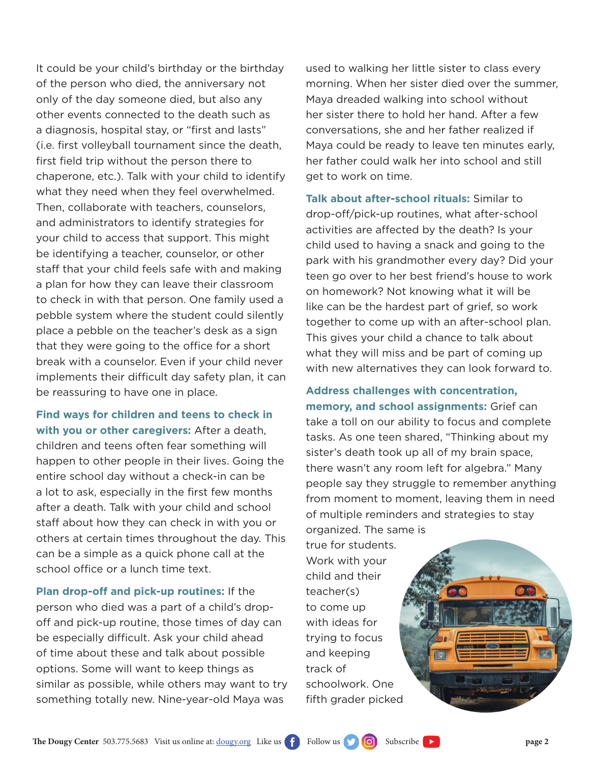It could be your child's birthday or the birthday of the person who died, the anniversary not only of the day someone died, but also any other events connected to the death such as a diagnosis, hospital stay, or "first and lasts" (i.e. first volleyball tournament since the death, first field trip without the person there to chaperone, etc.). Talk with your child to identify what they need when they feel overwhelmed. Then, collaborate with teachers, counselors, and administrators to identify strategies for your child to access that support. This might be identifying a teacher, counselor, or other staff that your child feels safe with and making a plan for how they can leave their classroom to check in with that person. One family used a pebble system where the student could silently place a pebble on the teacher's desk as a sign that they were going to the office for a short break with a counselor. Even if your child never implements their difficult day safety plan, it can be reassuring to have one in place.

**Find ways for children and teens to check in with you or other caregivers:** After a death, children and teens often fear something will happen to other people in their lives. Going the entire school day without a check-in can be a lot to ask, especially in the first few months after a death. Talk with your child and school staff about how they can check in with you or others at certain times throughout the day. This can be a simple as a quick phone call at the school office or a lunch time text.

**Plan drop-off and pick-up routines:** If the person who died was a part of a child's drop-off and pick-up routine, those times of day can be especially difficult. Ask your child ahead of time about these and talk about possible options. Some will want to keep things as similar as possible, while others may want to try something totally new. Nine-year-old Maya was used to walking her little sister to class every morning. When her sister died over the summer, Maya dreaded walking into school without her sister there to hold her hand. After a few conversations, she and her father realized if Maya could be ready to leave ten minutes early, her father could walk her into school and still get to work on time.

**Talk about after-school rituals:** Similar to drop-off/pick-up routines, what after-school activities are affected by the death? Is your child used to having a snack and going to the park with his grandmother every day? Did your teen go over to her best friend's house to work on homework? Not knowing what it will be like can be the hardest part of grief, so work together to come up with an after-school plan. This gives your child a chance to talk about what they will miss and be part of coming up with new alternatives they can look forward to.

**Address challenges with concentration, memory, and school assignments:** Grief can take a toll on our ability to focus and complete tasks. As one teen shared, "Thinking about my sister's death took up all of my brain space, there wasn't any room left for algebra." Many people say they struggle to remember anything from moment to moment, leaving them in need of multiple reminders and strategies to stay organized. The same is true for students. Work with your child and their teacher(s) to come up with ideas for trying to focus and keeping track of schoolwork. One fifth grader picked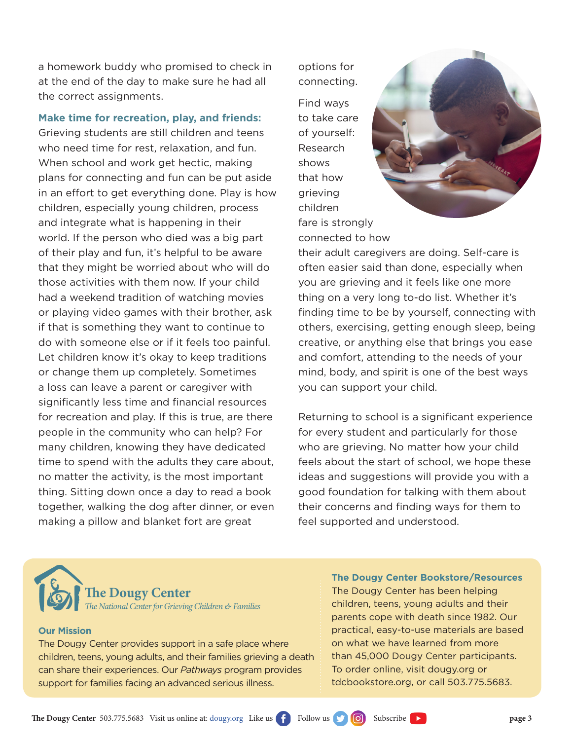a homework buddy who promised to check in at the end of the day to make sure he had all the correct assignments.

**Make time for recreation, play, and friends:** Grieving students are still children and teens who need time for rest, relaxation, and fun. When school and work get hectic, making plans for connecting and fun can be put aside in an effort to get everything done. Play is how children, especially young children, process and integrate what is happening in their world. If the person who died was a big part of their play and fun, it's helpful to be aware that they might be worried about who will do those activities with them now. If your child had a weekend tradition of watching movies or playing video games with their brother, ask if that is something they want to continue to do with someone else or if it feels too painful. Let children know it's okay to keep traditions or change them up completely. Sometimes a loss can leave a parent or caregiver with significantly less time and financial resources for recreation and play. If this is true, are there people in the community who can help? For many children, knowing they have dedicated time to spend with the adults they care about, no matter the activity, is the most important thing. Sitting down once a day to read a book together, walking the dog after dinner, or even making a pillow and blanket fort are great options for connecting.

Find ways to take care of yourself: Research shows that how grieving children fare is strongly connected to how their adult caregivers are doing. Self-care is often easier said than done, especially when you are grieving and it feels like one more thing on a very long to-do list. Whether it's finding time to be by yourself, connecting with others, exercising, getting enough sleep, being creative, or anything else that brings you ease and comfort, attending to the needs of your mind, body, and spirit is one of the best ways you can support your child.

Returning to school is a significant experience for every student and particularly for those who are grieving. No matter how your child feels about the start of school, we hope these ideas and suggestions will provide you with a good foundation for talking with them about their concerns and finding ways for them to feel supported and understood.

**The Dougy Center**
*The National Center for Grieving Children & Families*

**Our Mission**

The Dougy Center provides support in a safe place where children, teens, young adults, and their families grieving a death can share their experiences. Our *Pathways* program provides support for families facing an advanced serious illness.

**The Dougy Center Bookstore/Resources**

The Dougy Center has been helping children, teens, young adults and their parents cope with death since 1982. Our practical, easy-to-use materials are based on what we have learned from more than 45,000 Dougy Center participants. To order online, visit dougy.org or tdcbookstore.org, or call 503.775.5683.

**The Dougy Center** 503.775.5683 Visit us online at: dougy.org Like us Follow us Subscribe